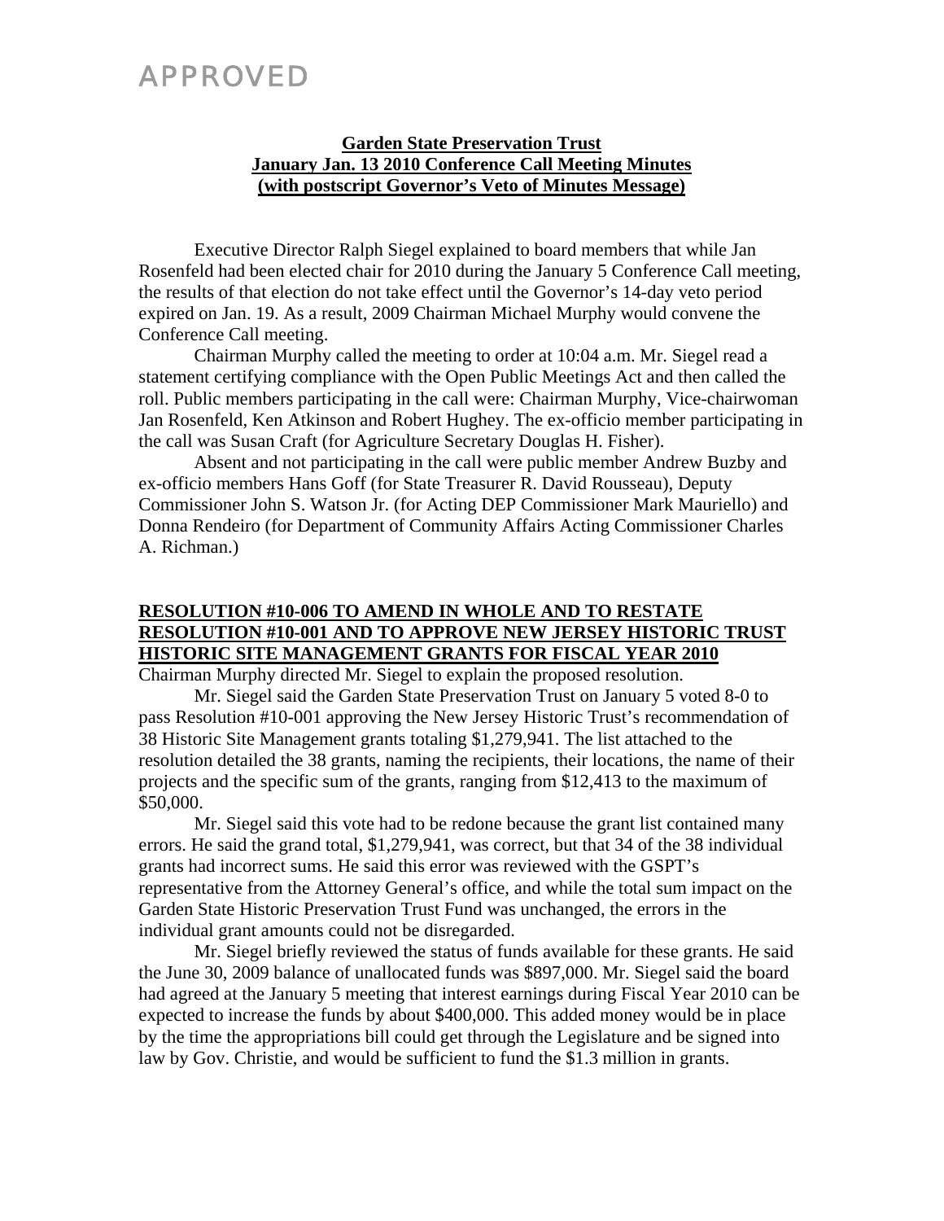APPROVED

**Garden State Preservation Trust**
**January Jan. 13 2010 Conference Call Meeting Minutes**
**(with postscript Governor's Veto of Minutes Message)**

Executive Director Ralph Siegel explained to board members that while Jan Rosenfeld had been elected chair for 2010 during the January 5 Conference Call meeting, the results of that election do not take effect until the Governor's 14-day veto period expired on Jan. 19. As a result, 2009 Chairman Michael Murphy would convene the Conference Call meeting.

Chairman Murphy called the meeting to order at 10:04 a.m. Mr. Siegel read a statement certifying compliance with the Open Public Meetings Act and then called the roll. Public members participating in the call were: Chairman Murphy, Vice-chairwoman Jan Rosenfeld, Ken Atkinson and Robert Hughey. The ex-officio member participating in the call was Susan Craft (for Agriculture Secretary Douglas H. Fisher).

Absent and not participating in the call were public member Andrew Buzby and ex-officio members Hans Goff (for State Treasurer R. David Rousseau), Deputy Commissioner John S. Watson Jr. (for Acting DEP Commissioner Mark Mauriello) and Donna Rendeiro (for Department of Community Affairs Acting Commissioner Charles A. Richman.)

**RESOLUTION #10-006 TO AMEND IN WHOLE AND TO RESTATE RESOLUTION #10-001 AND TO APPROVE NEW JERSEY HISTORIC TRUST HISTORIC SITE MANAGEMENT GRANTS FOR FISCAL YEAR 2010**

Chairman Murphy directed Mr. Siegel to explain the proposed resolution.

Mr. Siegel said the Garden State Preservation Trust on January 5 voted 8-0 to pass Resolution #10-001 approving the New Jersey Historic Trust's recommendation of 38 Historic Site Management grants totaling $1,279,941. The list attached to the resolution detailed the 38 grants, naming the recipients, their locations, the name of their projects and the specific sum of the grants, ranging from $12,413 to the maximum of $50,000.

Mr. Siegel said this vote had to be redone because the grant list contained many errors. He said the grand total, $1,279,941, was correct, but that 34 of the 38 individual grants had incorrect sums. He said this error was reviewed with the GSPT's representative from the Attorney General's office, and while the total sum impact on the Garden State Historic Preservation Trust Fund was unchanged, the errors in the individual grant amounts could not be disregarded.

Mr. Siegel briefly reviewed the status of funds available for these grants. He said the June 30, 2009 balance of unallocated funds was $897,000. Mr. Siegel said the board had agreed at the January 5 meeting that interest earnings during Fiscal Year 2010 can be expected to increase the funds by about $400,000. This added money would be in place by the time the appropriations bill could get through the Legislature and be signed into law by Gov. Christie, and would be sufficient to fund the $1.3 million in grants.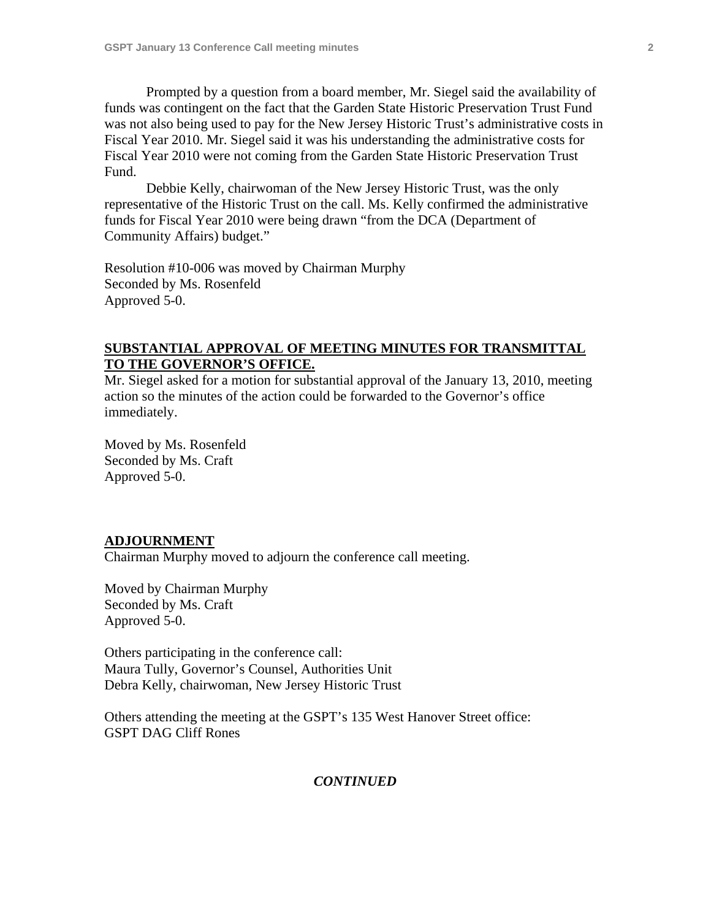Prompted by a question from a board member, Mr. Siegel said the availability of funds was contingent on the fact that the Garden State Historic Preservation Trust Fund was not also being used to pay for the New Jersey Historic Trust's administrative costs in Fiscal Year 2010. Mr. Siegel said it was his understanding the administrative costs for Fiscal Year 2010 were not coming from the Garden State Historic Preservation Trust Fund.

Debbie Kelly, chairwoman of the New Jersey Historic Trust, was the only representative of the Historic Trust on the call. Ms. Kelly confirmed the administrative funds for Fiscal Year 2010 were being drawn "from the DCA (Department of Community Affairs) budget."

Resolution #10-006 was moved by Chairman Murphy
Seconded by Ms. Rosenfeld
Approved 5-0.

## SUBSTANTIAL APPROVAL OF MEETING MINUTES FOR TRANSMITTAL TO THE GOVERNOR'S OFFICE.

Mr. Siegel asked for a motion for substantial approval of the January 13, 2010, meeting action so the minutes of the action could be forwarded to the Governor's office immediately.

Moved by Ms. Rosenfeld
Seconded by Ms. Craft
Approved 5-0.

## ADJOURNMENT

Chairman Murphy moved to adjourn the conference call meeting.

Moved by Chairman Murphy
Seconded by Ms. Craft
Approved 5-0.

Others participating in the conference call:
Maura Tully, Governor's Counsel, Authorities Unit
Debra Kelly, chairwoman, New Jersey Historic Trust

Others attending the meeting at the GSPT's 135 West Hanover Street office:
GSPT DAG Cliff Rones

***CONTINUED***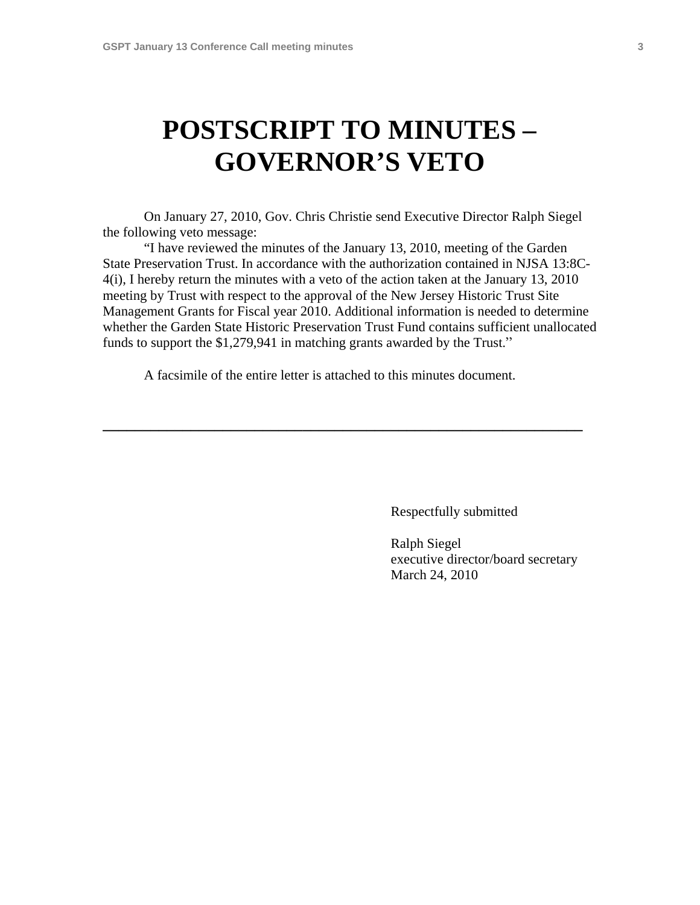# POSTSCRIPT TO MINUTES – GOVERNOR'S VETO

On January 27, 2010, Gov. Chris Christie send Executive Director Ralph Siegel the following veto message:

"I have reviewed the minutes of the January 13, 2010, meeting of the Garden State Preservation Trust. In accordance with the authorization contained in NJSA 13:8C-4(i), I hereby return the minutes with a veto of the action taken at the January 13, 2010 meeting by Trust with respect to the approval of the New Jersey Historic Trust Site Management Grants for Fiscal year 2010. Additional information is needed to determine whether the Garden State Historic Preservation Trust Fund contains sufficient unallocated funds to support the $1,279,941 in matching grants awarded by the Trust."

A facsimile of the entire letter is attached to this minutes document.

---

Respectfully submitted

Ralph Siegel
executive director/board secretary
March 24, 2010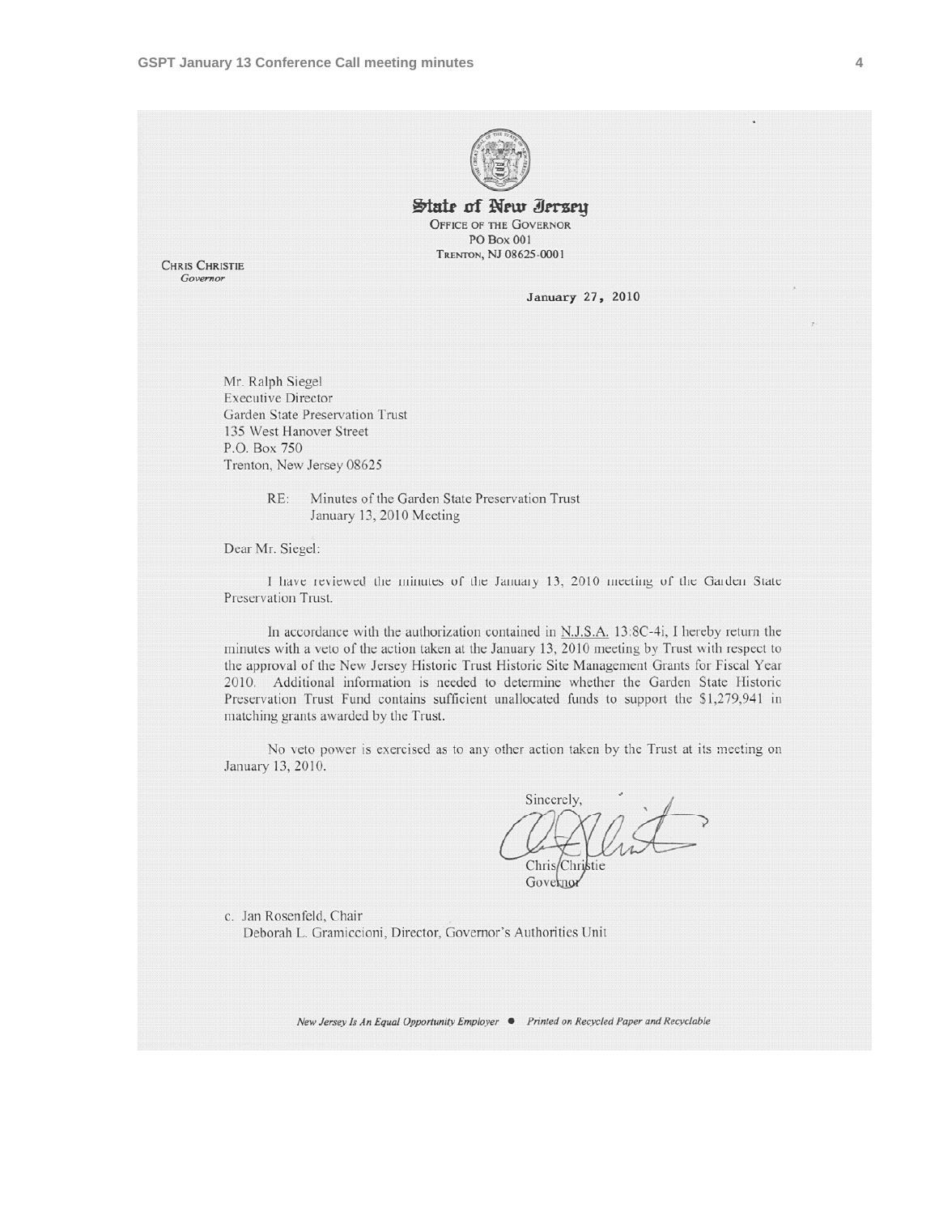**State of New Jersey**

OFFICE OF THE GOVERNOR
PO BOX 001
TRENTON, NJ 08625-0001

CHRIS CHRISTIE
*Governor*

January 27, 2010

Mr. Ralph Siegel
Executive Director
Garden State Preservation Trust
135 West Hanover Street
P.O. Box 750
Trenton, New Jersey 08625

RE: Minutes of the Garden State Preservation Trust
January 13, 2010 Meeting

Dear Mr. Siegel:

I have reviewed the minutes of the January 13, 2010 meeting of the Garden State Preservation Trust.

In accordance with the authorization contained in N.J.S.A. 13:8C-4i, I hereby return the minutes with a veto of the action taken at the January 13, 2010 meeting by Trust with respect to the approval of the New Jersey Historic Trust Historic Site Management Grants for Fiscal Year 2010. Additional information is needed to determine whether the Garden State Historic Preservation Trust Fund contains sufficient unallocated funds to support the $1,279,941 in matching grants awarded by the Trust.

No veto power is exercised as to any other action taken by the Trust at its meeting on January 13, 2010.

Sincerely,

Chris Christie
Governor

c. Jan Rosenfeld, Chair
Deborah L. Gramiccioni, Director, Governor's Authorities Unit

*New Jersey Is An Equal Opportunity Employer • Printed on Recycled Paper and Recyclable*